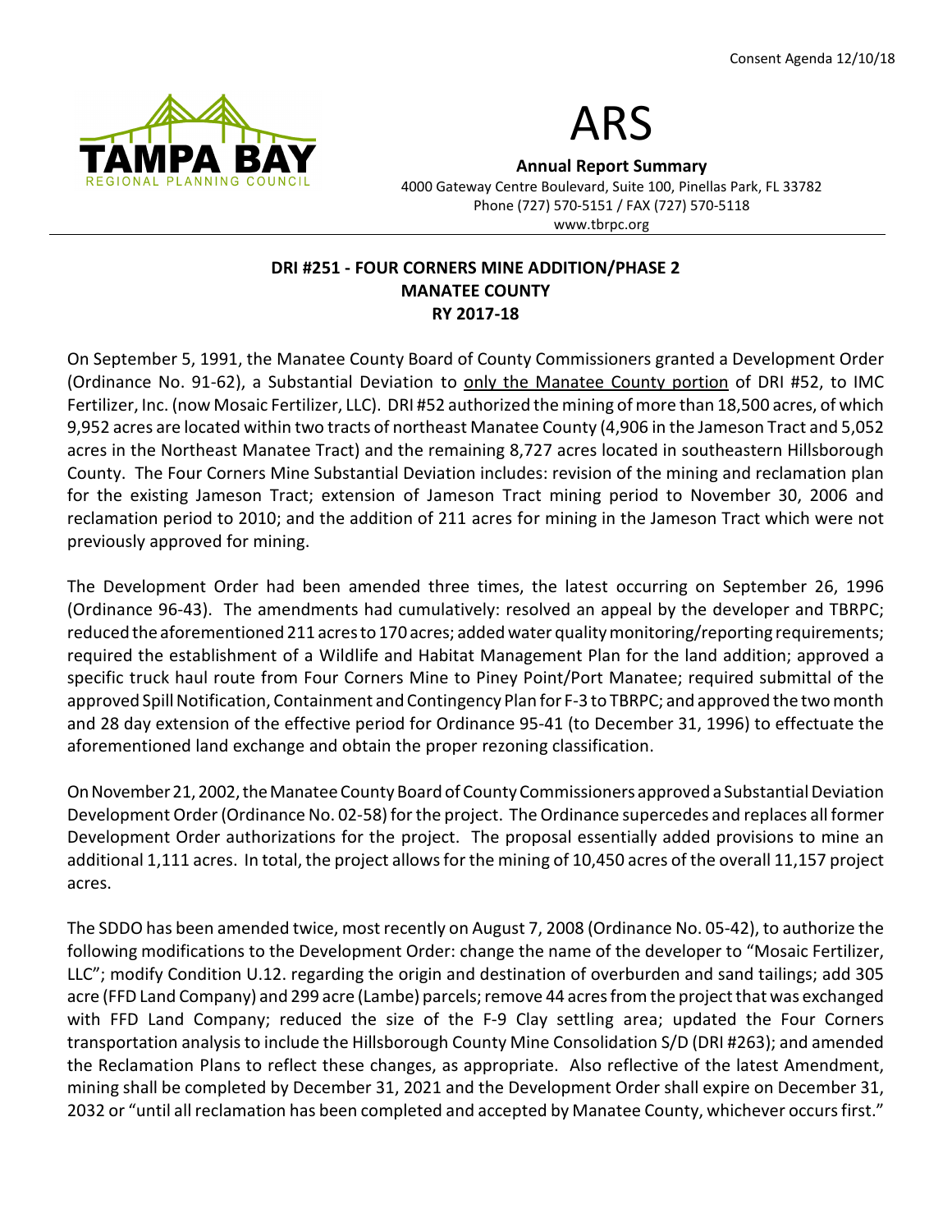Consent Agenda 12/10/18

# ARS

**Annual Report Summary**

4000 Gateway Centre Boulevard, Suite 100, Pinellas Park, FL 33782
Phone (727) 570-5151 / FAX (727) 570-5118
www.tbrpc.org

## DRI #251 - FOUR CORNERS MINE ADDITION/PHASE 2
## MANATEE COUNTY
## RY 2017-18

On September 5, 1991, the Manatee County Board of County Commissioners granted a Development Order (Ordinance No. 91-62), a Substantial Deviation to only the Manatee County portion of DRI #52, to IMC Fertilizer, Inc. (now Mosaic Fertilizer, LLC). DRI #52 authorized the mining of more than 18,500 acres, of which 9,952 acres are located within two tracts of northeast Manatee County (4,906 in the Jameson Tract and 5,052 acres in the Northeast Manatee Tract) and the remaining 8,727 acres located in southeastern Hillsborough County. The Four Corners Mine Substantial Deviation includes: revision of the mining and reclamation plan for the existing Jameson Tract; extension of Jameson Tract mining period to November 30, 2006 and reclamation period to 2010; and the addition of 211 acres for mining in the Jameson Tract which were not previously approved for mining.

The Development Order had been amended three times, the latest occurring on September 26, 1996 (Ordinance 96-43). The amendments had cumulatively: resolved an appeal by the developer and TBRPC; reduced the aforementioned 211 acres to 170 acres; added water quality monitoring/reporting requirements; required the establishment of a Wildlife and Habitat Management Plan for the land addition; approved a specific truck haul route from Four Corners Mine to Piney Point/Port Manatee; required submittal of the approved Spill Notification, Containment and Contingency Plan for F-3 to TBRPC; and approved the two month and 28 day extension of the effective period for Ordinance 95-41 (to December 31, 1996) to effectuate the aforementioned land exchange and obtain the proper rezoning classification.

On November 21, 2002, the Manatee County Board of County Commissioners approved a Substantial Deviation Development Order (Ordinance No. 02-58) for the project. The Ordinance supercedes and replaces all former Development Order authorizations for the project. The proposal essentially added provisions to mine an additional 1,111 acres. In total, the project allows for the mining of 10,450 acres of the overall 11,157 project acres.

The SDDO has been amended twice, most recently on August 7, 2008 (Ordinance No. 05-42), to authorize the following modifications to the Development Order: change the name of the developer to "Mosaic Fertilizer, LLC"; modify Condition U.12. regarding the origin and destination of overburden and sand tailings; add 305 acre (FFD Land Company) and 299 acre (Lambe) parcels; remove 44 acres from the project that was exchanged with FFD Land Company; reduced the size of the F-9 Clay settling area; updated the Four Corners transportation analysis to include the Hillsborough County Mine Consolidation S/D (DRI #263); and amended the Reclamation Plans to reflect these changes, as appropriate. Also reflective of the latest Amendment, mining shall be completed by December 31, 2021 and the Development Order shall expire on December 31, 2032 or "until all reclamation has been completed and accepted by Manatee County, whichever occurs first."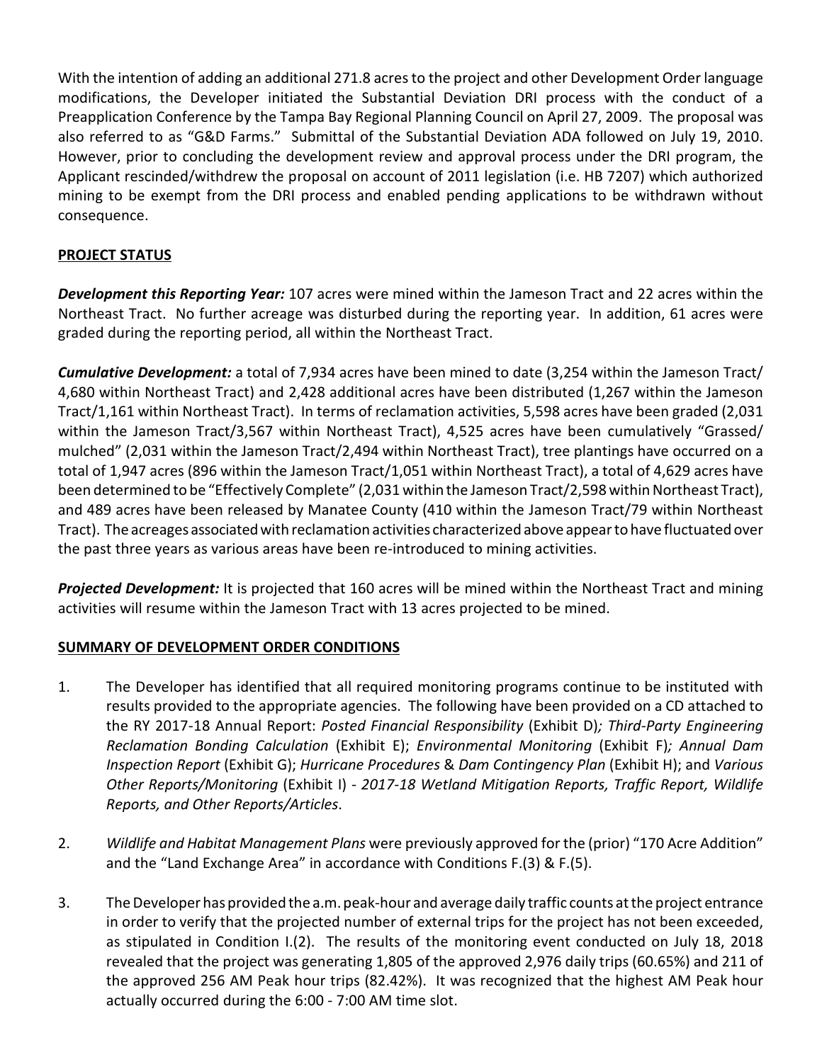With the intention of adding an additional 271.8 acres to the project and other Development Order language modifications, the Developer initiated the Substantial Deviation DRI process with the conduct of a Preapplication Conference by the Tampa Bay Regional Planning Council on April 27, 2009. The proposal was also referred to as "G&D Farms." Submittal of the Substantial Deviation ADA followed on July 19, 2010. However, prior to concluding the development review and approval process under the DRI program, the Applicant rescinded/withdrew the proposal on account of 2011 legislation (i.e. HB 7207) which authorized mining to be exempt from the DRI process and enabled pending applications to be withdrawn without consequence.

**PROJECT STATUS**

***Development this Reporting Year:*** 107 acres were mined within the Jameson Tract and 22 acres within the Northeast Tract. No further acreage was disturbed during the reporting year. In addition, 61 acres were graded during the reporting period, all within the Northeast Tract.

***Cumulative Development:*** a total of 7,934 acres have been mined to date (3,254 within the Jameson Tract/ 4,680 within Northeast Tract) and 2,428 additional acres have been distributed (1,267 within the Jameson Tract/1,161 within Northeast Tract). In terms of reclamation activities, 5,598 acres have been graded (2,031 within the Jameson Tract/3,567 within Northeast Tract), 4,525 acres have been cumulatively "Grassed/ mulched" (2,031 within the Jameson Tract/2,494 within Northeast Tract), tree plantings have occurred on a total of 1,947 acres (896 within the Jameson Tract/1,051 within Northeast Tract), a total of 4,629 acres have been determined to be "Effectively Complete" (2,031 within the Jameson Tract/2,598 within Northeast Tract), and 489 acres have been released by Manatee County (410 within the Jameson Tract/79 within Northeast Tract). The acreages associated with reclamation activities characterized above appear to have fluctuated over the past three years as various areas have been re-introduced to mining activities.

***Projected Development:*** It is projected that 160 acres will be mined within the Northeast Tract and mining activities will resume within the Jameson Tract with 13 acres projected to be mined.

**SUMMARY OF DEVELOPMENT ORDER CONDITIONS**

1. The Developer has identified that all required monitoring programs continue to be instituted with results provided to the appropriate agencies. The following have been provided on a CD attached to the RY 2017-18 Annual Report: *Posted Financial Responsibility* (Exhibit D)*; Third-Party Engineering Reclamation Bonding Calculation* (Exhibit E); *Environmental Monitoring* (Exhibit F)*; Annual Dam Inspection Report* (Exhibit G); *Hurricane Procedures* & *Dam Contingency Plan* (Exhibit H); and *Various Other Reports/Monitoring* (Exhibit I) - *2017-18 Wetland Mitigation Reports, Traffic Report, Wildlife Reports, and Other Reports/Articles*.

2. *Wildlife and Habitat Management Plans* were previously approved for the (prior) "170 Acre Addition" and the "Land Exchange Area" in accordance with Conditions F.(3) & F.(5).

3. The Developer has provided the a.m. peak-hour and average daily traffic counts at the project entrance in order to verify that the projected number of external trips for the project has not been exceeded, as stipulated in Condition I.(2). The results of the monitoring event conducted on July 18, 2018 revealed that the project was generating 1,805 of the approved 2,976 daily trips (60.65%) and 211 of the approved 256 AM Peak hour trips (82.42%). It was recognized that the highest AM Peak hour actually occurred during the 6:00 - 7:00 AM time slot.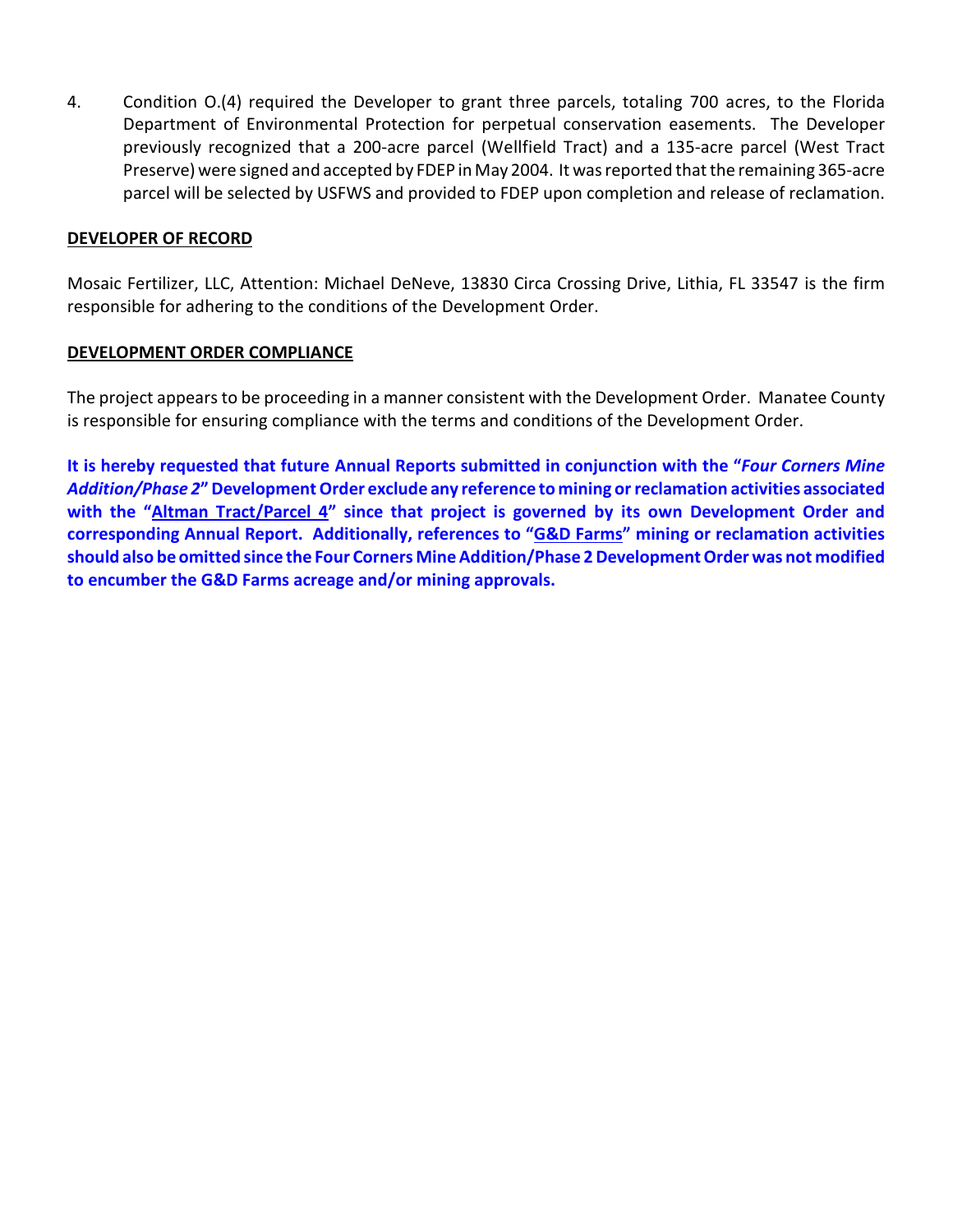4. Condition O.(4) required the Developer to grant three parcels, totaling 700 acres, to the Florida Department of Environmental Protection for perpetual conservation easements. The Developer previously recognized that a 200-acre parcel (Wellfield Tract) and a 135-acre parcel (West Tract Preserve) were signed and accepted by FDEP in May 2004. It was reported that the remaining 365-acre parcel will be selected by USFWS and provided to FDEP upon completion and release of reclamation.

**DEVELOPER OF RECORD**

Mosaic Fertilizer, LLC, Attention: Michael DeNeve, 13830 Circa Crossing Drive, Lithia, FL 33547 is the firm responsible for adhering to the conditions of the Development Order.

**DEVELOPMENT ORDER COMPLIANCE**

The project appears to be proceeding in a manner consistent with the Development Order. Manatee County is responsible for ensuring compliance with the terms and conditions of the Development Order.

**It is hereby requested that future Annual Reports submitted in conjunction with the "*Four Corners Mine Addition/Phase 2*" Development Order exclude any reference to mining or reclamation activities associated with the "Altman Tract/Parcel 4" since that project is governed by its own Development Order and corresponding Annual Report. Additionally, references to "G&D Farms" mining or reclamation activities should also be omitted since the Four Corners Mine Addition/Phase 2 Development Order was not modified to encumber the G&D Farms acreage and/or mining approvals.**